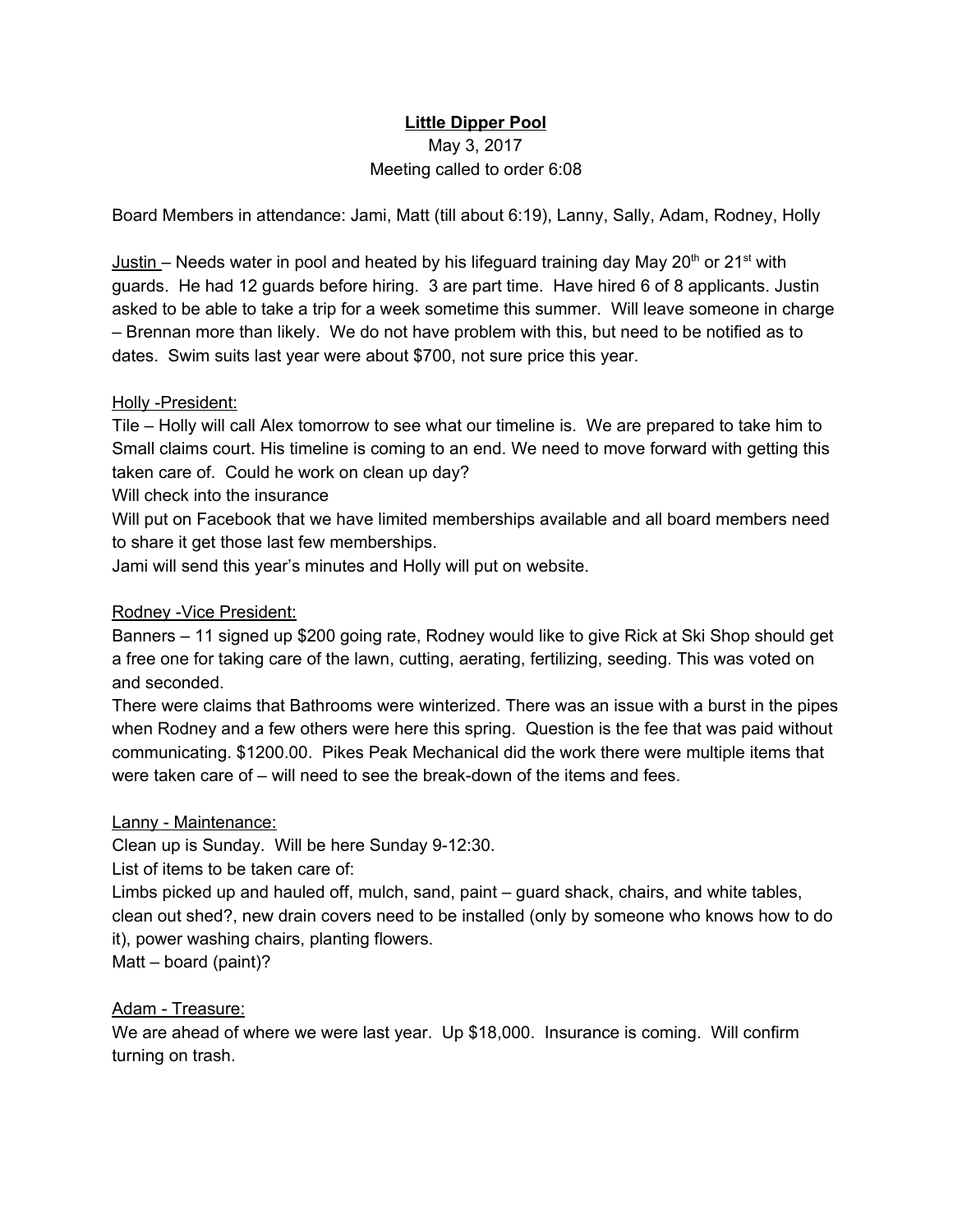**Little Dipper Pool**

May 3, 2017

Meeting called to order 6:08

Board Members in attendance: Jami, Matt (till about 6:19), Lanny, Sally, Adam, Rodney, Holly

Justin – Needs water in pool and heated by his lifeguard training day May 20th or 21st with guards. He had 12 guards before hiring. 3 are part time. Have hired 6 of 8 applicants. Justin asked to be able to take a trip for a week sometime this summer. Will leave someone in charge – Brennan more than likely. We do not have problem with this, but need to be notified as to dates. Swim suits last year were about $700, not sure price this year.

Holly -President:

Tile – Holly will call Alex tomorrow to see what our timeline is. We are prepared to take him to Small claims court. His timeline is coming to an end. We need to move forward with getting this taken care of. Could he work on clean up day?

Will check into the insurance

Will put on Facebook that we have limited memberships available and all board members need to share it get those last few memberships.

Jami will send this year's minutes and Holly will put on website.

Rodney -Vice President:

Banners – 11 signed up $200 going rate, Rodney would like to give Rick at Ski Shop should get a free one for taking care of the lawn, cutting, aerating, fertilizing, seeding. This was voted on and seconded.

There were claims that Bathrooms were winterized. There was an issue with a burst in the pipes when Rodney and a few others were here this spring. Question is the fee that was paid without communicating. $1200.00. Pikes Peak Mechanical did the work there were multiple items that were taken care of – will need to see the break-down of the items and fees.

Lanny - Maintenance:

Clean up is Sunday. Will be here Sunday 9-12:30.

List of items to be taken care of:

Limbs picked up and hauled off, mulch, sand, paint – guard shack, chairs, and white tables, clean out shed?, new drain covers need to be installed (only by someone who knows how to do it), power washing chairs, planting flowers.

Matt – board (paint)?

Adam - Treasure:

We are ahead of where we were last year. Up $18,000. Insurance is coming. Will confirm turning on trash.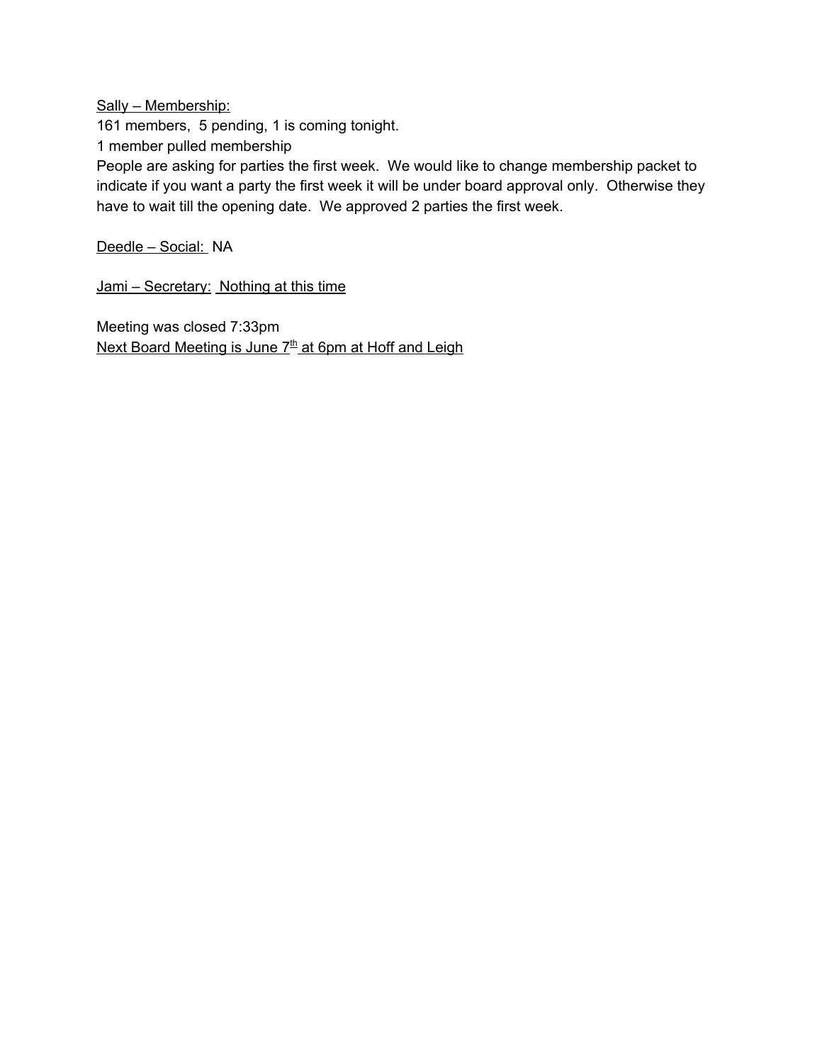Sally – Membership:

161 members, 5 pending, 1 is coming tonight.

1 member pulled membership

People are asking for parties the first week. We would like to change membership packet to indicate if you want a party the first week it will be under board approval only. Otherwise they have to wait till the opening date. We approved 2 parties the first week.

Deedle – Social: NA

Jami – Secretary: Nothing at this time

Meeting was closed 7:33pm

Next Board Meeting is June 7th at 6pm at Hoff and Leigh